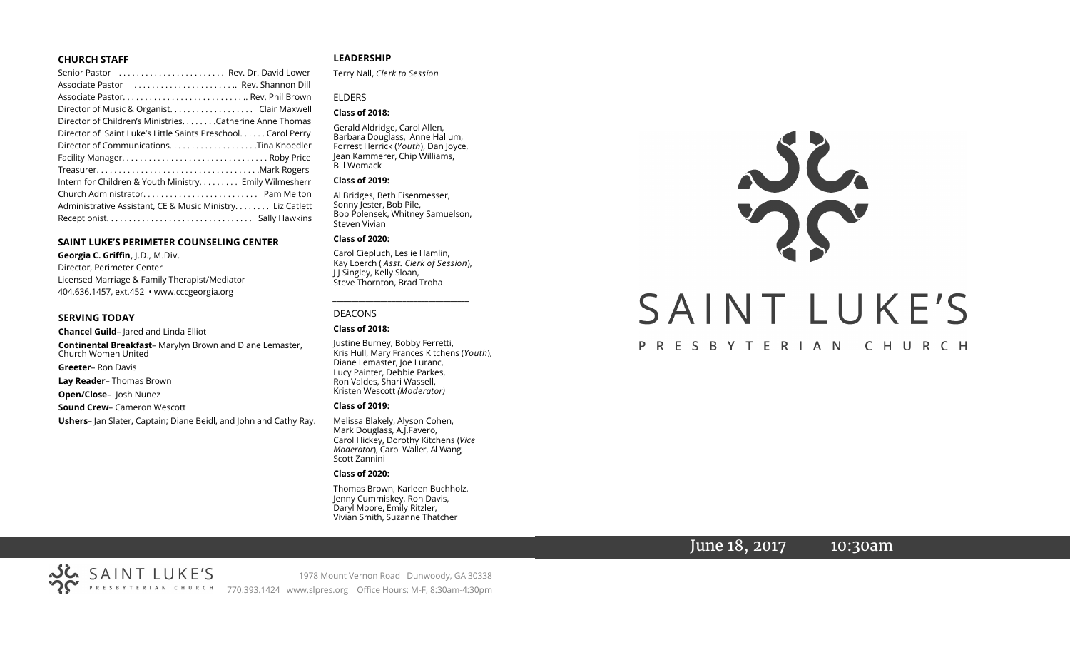## CHURCH STAFF

Senior Pastor . . . . . . . . . . . . . . . . . . . . . . . Rev. Dr. David Lower
Associate Pastor . . . . . . . . . . . . . . . . . . . . . . .. Rev. Shannon Dill
Associate Pastor. . . . . . . . . . . . . . . . . . . . . . . . . . .. Rev. Phil Brown
Director of Music & Organist. . . . . . . . . . . . . . . . . . Clair Maxwell
Director of Children's Ministries. . . . . . . .Catherine Anne Thomas
Director of Saint Luke's Little Saints Preschool. . . . . . Carol Perry
Director of Communications. . . . . . . . . . . . . . . . . . . .Tina Knoedler
Facility Manager. . . . . . . . . . . . . . . . . . . . . . . . . . . . . . . . Roby Price
Treasurer. . . . . . . . . . . . . . . . . . . . . . . . . . . . . . . . . . . .Mark Rogers
Intern for Children & Youth Ministry. . . . . . . . . Emily Wilmesherr
Church Administrator. . . . . . . . . . . . . . . . . . . . . . . . . Pam Melton
Administrative Assistant, CE & Music Ministry. . . . . . . . Liz Catlett
Receptionist. . . . . . . . . . . . . . . . . . . . . . . . . . . . . . . . Sally Hawkins

## SAINT LUKE'S PERIMETER COUNSELING CENTER

**Georgia C. Griffin,** J.D., M.Div.
Director, Perimeter Center
Licensed Marriage & Family Therapist/Mediator
404.636.1457, ext.452 • www.cccgeorgia.org

## SERVING TODAY

**Chancel Guild**– Jared and Linda Elliot

**Continental Breakfast**– Marylyn Brown and Diane Lemaster, Church Women United

**Greeter**– Ron Davis

**Lay Reader**– Thomas Brown

**Open/Close**– Josh Nunez

**Sound Crew**– Cameron Wescott

**Ushers**– Jan Slater, Captain; Diane Beidl, and John and Cathy Ray.

## LEADERSHIP

Terry Nall, *Clerk to Session*

### ELDERS

**Class of 2018:**

Gerald Aldridge, Carol Allen, Barbara Douglass, Anne Hallum, Forrest Herrick (*Youth*), Dan Joyce, Jean Kammerer, Chip Williams, Bill Womack

**Class of 2019:**

Al Bridges, Beth Eisenmesser, Sonny Jester, Bob Pile, Bob Polensek, Whitney Samuelson, Steven Vivian

**Class of 2020:**

Carol Ciepluch, Leslie Hamlin, Kay Loerch ( *Asst. Clerk of Session*), J J Singley, Kelly Sloan, Steve Thornton, Brad Troha

### DEACONS

**Class of 2018:**

Justine Burney, Bobby Ferretti, Kris Hull, Mary Frances Kitchens (*Youth*), Diane Lemaster, Joe Luranc, Lucy Painter, Debbie Parkes, Ron Valdes, Shari Wassell, Kristen Wescott *(Moderator)*

**Class of 2019:**

Melissa Blakely, Alyson Cohen, Mark Douglass, A.J.Favero, Carol Hickey, Dorothy Kitchens (*Vice Moderator*), Carol Waller, Al Wang, Scott Zannini

**Class of 2020:**

Thomas Brown, Karleen Buchholz, Jenny Cummiskey, Ron Davis, Daryl Moore, Emily Ritzler, Vivian Smith, Suzanne Thatcher

# SAINT LUKE'S

PRESBYTERIAN CHURCH

June 18, 2017 10:30am

SAINT LUKE'S PRESBYTERIAN CHURCH
1978 Mount Vernon Road Dunwoody, GA 30338
770.393.1424 www.slpres.org Office Hours: M-F, 8:30am-4:30pm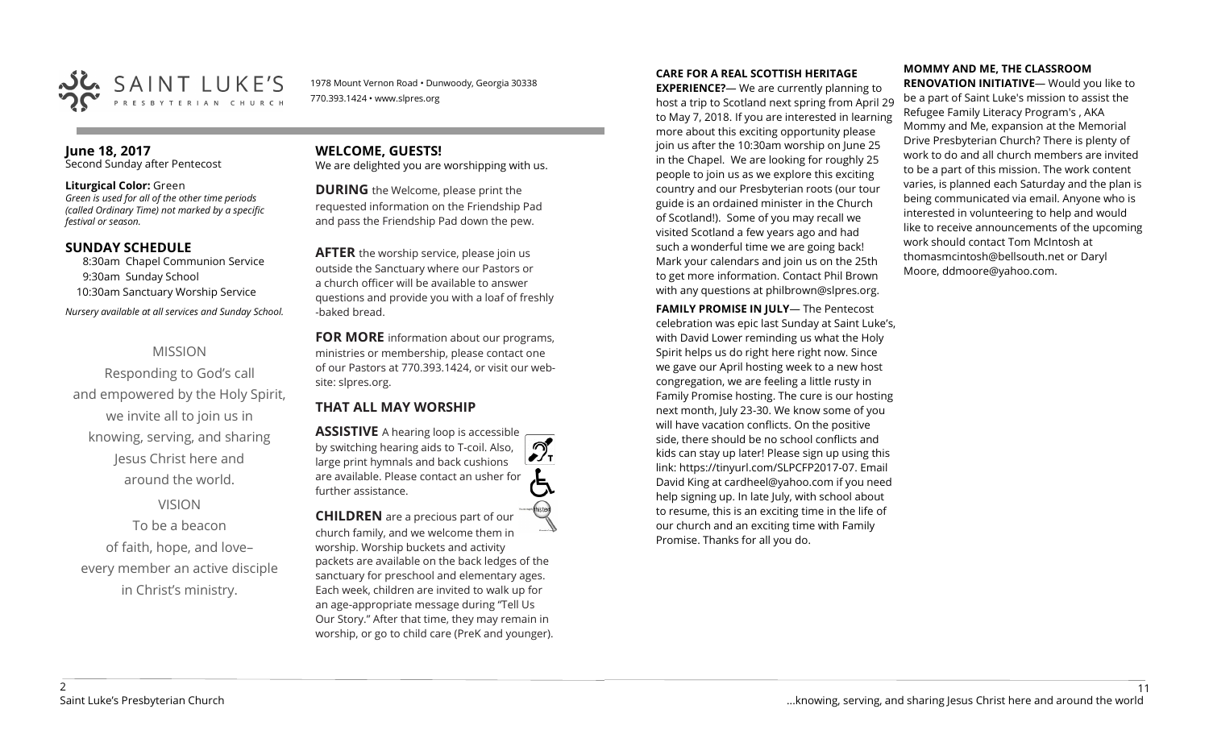SAINT LUKE'S PRESBYTERIAN CHURCH

1978 Mount Vernon Road • Dunwoody, Georgia 30338
770.393.1424 • www.slpres.org

**June 18, 2017**
Second Sunday after Pentecost

**Liturgical Color:** Green
*Green is used for all of the other time periods (called Ordinary Time) not marked by a specific festival or season.*

## SUNDAY SCHEDULE

8:30am Chapel Communion Service
9:30am Sunday School
10:30am Sanctuary Worship Service

*Nursery available at all services and Sunday School.*

MISSION

Responding to God's call and empowered by the Holy Spirit, we invite all to join us in knowing, serving, and sharing Jesus Christ here and around the world.

VISION

To be a beacon of faith, hope, and love– every member an active disciple in Christ's ministry.

## WELCOME, GUESTS!

We are delighted you are worshipping with us.

**DURING** the Welcome, please print the requested information on the Friendship Pad and pass the Friendship Pad down the pew.

**AFTER** the worship service, please join us outside the Sanctuary where our Pastors or a church officer will be available to answer questions and provide you with a loaf of freshly -baked bread.

**FOR MORE** information about our programs, ministries or membership, please contact one of our Pastors at 770.393.1424, or visit our website: slpres.org.

## THAT ALL MAY WORSHIP

**ASSISTIVE** A hearing loop is accessible by switching hearing aids to T-coil. Also, large print hymnals and back cushions are available. Please contact an usher for further assistance.

**CHILDREN** are a precious part of our church family, and we welcome them in worship. Worship buckets and activity packets are available on the back ledges of the sanctuary for preschool and elementary ages. Each week, children are invited to walk up for an age-appropriate message during "Tell Us Our Story." After that time, they may remain in worship, or go to child care (PreK and younger).

**CARE FOR A REAL SCOTTISH HERITAGE EXPERIENCE?**— We are currently planning to host a trip to Scotland next spring from April 29 to May 7, 2018. If you are interested in learning more about this exciting opportunity please join us after the 10:30am worship on June 25 in the Chapel. We are looking for roughly 25 people to join us as we explore this exciting country and our Presbyterian roots (our tour guide is an ordained minister in the Church of Scotland!). Some of you may recall we visited Scotland a few years ago and had such a wonderful time we are going back! Mark your calendars and join us on the 25th to get more information. Contact Phil Brown with any questions at philbrown@slpres.org.

**FAMILY PROMISE IN JULY**— The Pentecost celebration was epic last Sunday at Saint Luke's, with David Lower reminding us what the Holy Spirit helps us do right here right now. Since we gave our April hosting week to a new host congregation, we are feeling a little rusty in Family Promise hosting. The cure is our hosting next month, July 23-30. We know some of you will have vacation conflicts. On the positive side, there should be no school conflicts and kids can stay up later! Please sign up using this link: https://tinyurl.com/SLPCFP2017-07. Email David King at cardheel@yahoo.com if you need help signing up. In late July, with school about to resume, this is an exciting time in the life of our church and an exciting time with Family Promise. Thanks for all you do.

**MOMMY AND ME, THE CLASSROOM RENOVATION INITIATIVE**— Would you like to be a part of Saint Luke's mission to assist the Refugee Family Literacy Program's , AKA Mommy and Me, expansion at the Memorial Drive Presbyterian Church? There is plenty of work to do and all church members are invited to be a part of this mission. The work content varies, is planned each Saturday and the plan is being communicated via email. Anyone who is interested in volunteering to help and would like to receive announcements of the upcoming work should contact Tom McIntosh at thomasmcintosh@bellsouth.net or Daryl Moore, ddmoore@yahoo.com.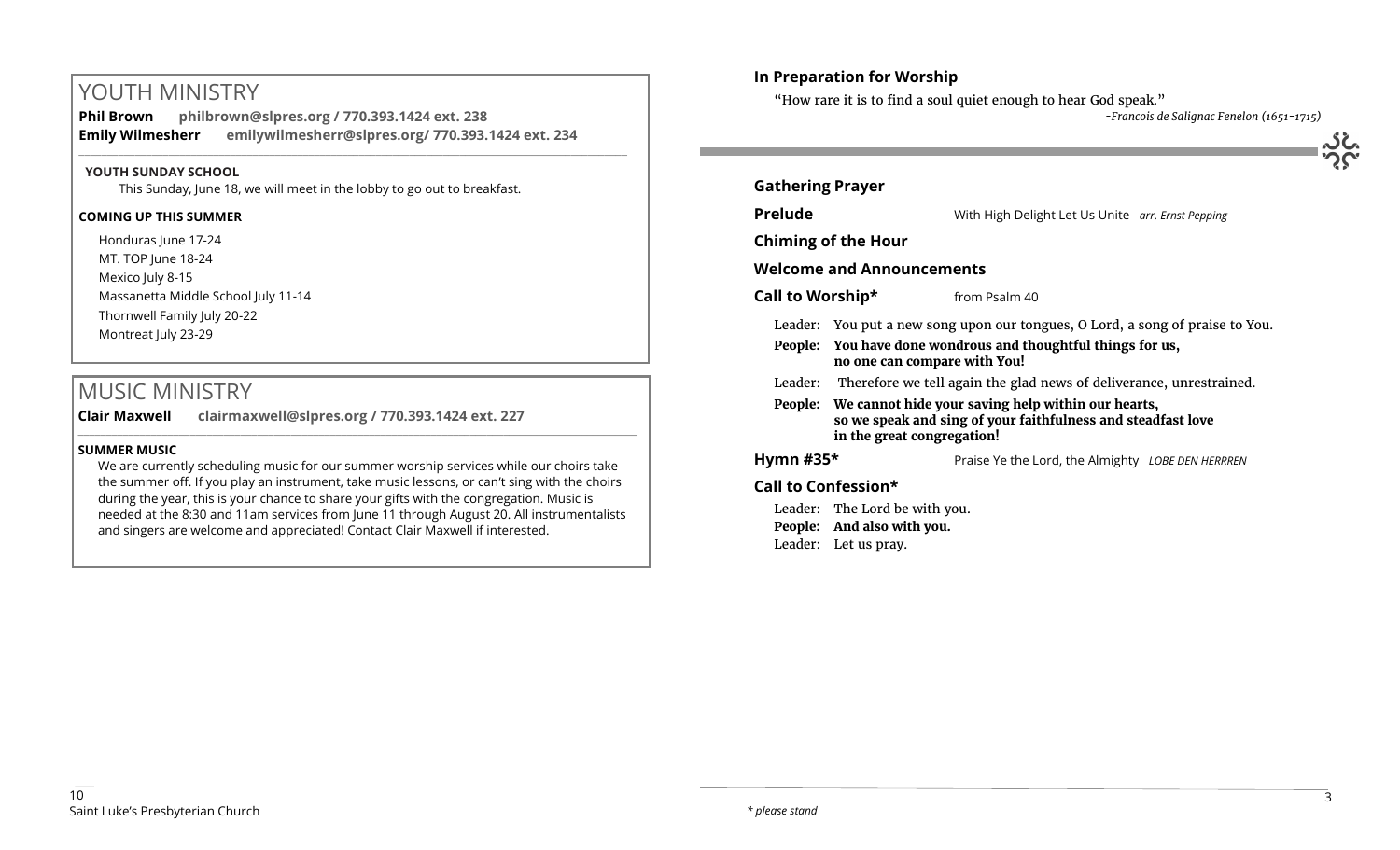# YOUTH MINISTRY

**Phil Brown philbrown@slpres.org / 770.393.1424 ext. 238**
**Emily Wilmesherr emilywilmesherr@slpres.org/ 770.393.1424 ext. 234**

**YOUTH SUNDAY SCHOOL**

This Sunday, June 18, we will meet in the lobby to go out to breakfast.

**COMING UP THIS SUMMER**

Honduras June 17-24
MT. TOP June 18-24
Mexico July 8-15
Massanetta Middle School July 11-14
Thornwell Family July 20-22
Montreat July 23-29

# MUSIC MINISTRY

**Clair Maxwell clairmaxwell@slpres.org / 770.393.1424 ext. 227**

**SUMMER MUSIC**

We are currently scheduling music for our summer worship services while our choirs take the summer off. If you play an instrument, take music lessons, or can't sing with the choirs during the year, this is your chance to share your gifts with the congregation. Music is needed at the 8:30 and 11am services from June 11 through August 20. All instrumentalists and singers are welcome and appreciated! Contact Clair Maxwell if interested.

## In Preparation for Worship

"How rare it is to find a soul quiet enough to hear God speak."

*-Francois de Salignac Fenelon (1651-1715)*

**Gathering Prayer**

**Prelude** With High Delight Let Us Unite *arr. Ernst Pepping*

**Chiming of the Hour**

**Welcome and Announcements**

**Call to Worship\*** from Psalm 40

Leader: You put a new song upon our tongues, O Lord, a song of praise to You.
**People: You have done wondrous and thoughtful things for us, no one can compare with You!**
Leader: Therefore we tell again the glad news of deliverance, unrestrained.
**People: We cannot hide your saving help within our hearts, so we speak and sing of your faithfulness and steadfast love in the great congregation!**

**Hymn #35\*** Praise Ye the Lord, the Almighty *LOBE DEN HERRREN*

**Call to Confession\***

Leader: The Lord be with you.
**People: And also with you.**
Leader: Let us pray.

*\* please stand*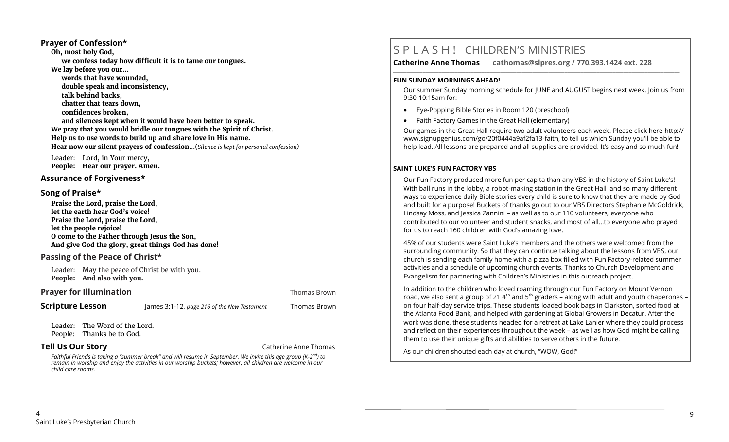## Prayer of Confession*

**Oh, most holy God,**
**we confess today how difficult it is to tame our tongues.**
**We lay before you our…**
**words that have wounded,**
**double speak and inconsistency,**
**talk behind backs,**
**chatter that tears down,**
**confidences broken,**
**and silences kept when it would have been better to speak.**
**We pray that you would bridle our tongues with the Spirit of Christ.**
**Help us to use words to build up and share love in His name.**
**Hear now our silent prayers of confession**…(*Silence is kept for personal confession*)

Leader: Lord, in Your mercy,
**People: Hear our prayer. Amen.**

## Assurance of Forgiveness*

## Song of Praise*

**Praise the Lord, praise the Lord,**
**let the earth hear God's voice!**
**Praise the Lord, praise the Lord,**
**let the people rejoice!**
**O come to the Father through Jesus the Son,**
**And give God the glory, great things God has done!**

## Passing of the Peace of Christ*

Leader: May the peace of Christ be with you.
**People: And also with you.**

**Prayer for Illumination** Thomas Brown

**Scripture Lesson** James 3:1-12, *page 216 of the New Testament* Thomas Brown

Leader: The Word of the Lord.
People: Thanks be to God.

**Tell Us Our Story** Catherine Anne Thomas

*Faithful Friends is taking a "summer break" and will resume in September. We invite this age group (K-2nd) to remain in worship and enjoy the activities in our worship buckets; however, all children are welcome in our child care rooms.*

# SPLASH! CHILDREN'S MINISTRIES

**Catherine Anne Thomas cathomas@slpres.org / 770.393.1424 ext. 228**

### FUN SUNDAY MORNINGS AHEAD!

Our summer Sunday morning schedule for JUNE and AUGUST begins next week. Join us from 9:30-10:15am for:

- Eye-Popping Bible Stories in Room 120 (preschool)
- Faith Factory Games in the Great Hall (elementary)

Our games in the Great Hall require two adult volunteers each week. Please click here http://www.signupgenius.com/go/20f0444a9af2fa13-faith, to tell us which Sunday you'll be able to help lead. All lessons are prepared and all supplies are provided. It's easy and so much fun!

### SAINT LUKE'S FUN FACTORY VBS

Our Fun Factory produced more fun per capita than any VBS in the history of Saint Luke's! With ball runs in the lobby, a robot-making station in the Great Hall, and so many different ways to experience daily Bible stories every child is sure to know that they are made by God and built for a purpose! Buckets of thanks go out to our VBS Directors Stephanie McGoldrick, Lindsay Moss, and Jessica Zannini – as well as to our 110 volunteers, everyone who contributed to our volunteer and student snacks, and most of all…to everyone who prayed for us to reach 160 children with God's amazing love.

45% of our students were Saint Luke's members and the others were welcomed from the surrounding community. So that they can continue talking about the lessons from VBS, our church is sending each family home with a pizza box filled with Fun Factory-related summer activities and a schedule of upcoming church events. Thanks to Church Development and Evangelism for partnering with Children's Ministries in this outreach project.

In addition to the children who loved roaming through our Fun Factory on Mount Vernon road, we also sent a group of 21 4th and 5th graders – along with adult and youth chaperones – on four half-day service trips. These students loaded book bags in Clarkston, sorted food at the Atlanta Food Bank, and helped with gardening at Global Growers in Decatur. After the work was done, these students headed for a retreat at Lake Lanier where they could process and reflect on their experiences throughout the week – as well as how God might be calling them to use their unique gifts and abilities to serve others in the future.

As our children shouted each day at church, "WOW, God!"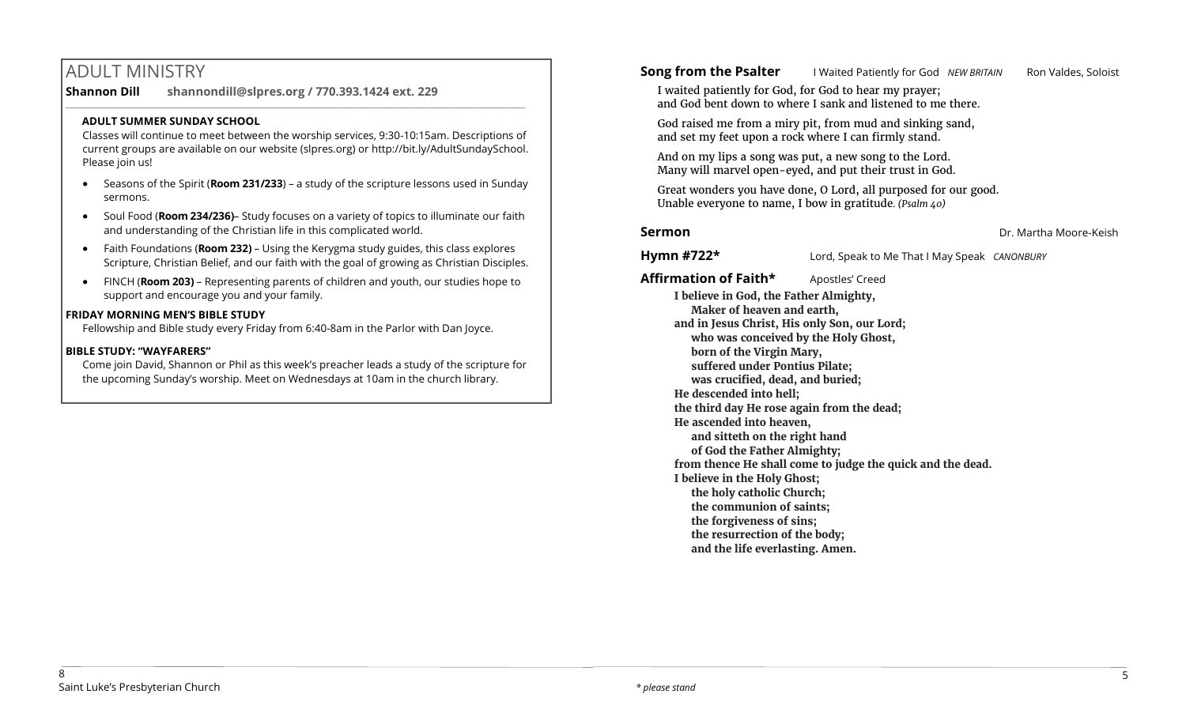# ADULT MINISTRY

**Shannon Dill** **shannondill@slpres.org / 770.393.1424 ext. 229**

**ADULT SUMMER SUNDAY SCHOOL**

Classes will continue to meet between the worship services, 9:30-10:15am. Descriptions of current groups are available on our website (slpres.org) or http://bit.ly/AdultSundaySchool. Please join us!

- Seasons of the Spirit (**Room 231/233**) – a study of the scripture lessons used in Sunday sermons.
- Soul Food (**Room 234/236)**– Study focuses on a variety of topics to illuminate our faith and understanding of the Christian life in this complicated world.
- Faith Foundations (**Room 232)** – Using the Kerygma study guides, this class explores Scripture, Christian Belief, and our faith with the goal of growing as Christian Disciples.
- FINCH (**Room 203)** – Representing parents of children and youth, our studies hope to support and encourage you and your family.

**FRIDAY MORNING MEN'S BIBLE STUDY**

Fellowship and Bible study every Friday from 6:40-8am in the Parlor with Dan Joyce.

**BIBLE STUDY: "WAYFARERS"**

Come join David, Shannon or Phil as this week's preacher leads a study of the scripture for the upcoming Sunday's worship. Meet on Wednesdays at 10am in the church library.

**Song from the Psalter** I Waited Patiently for God *NEW BRITAIN* Ron Valdes, Soloist

I waited patiently for God, for God to hear my prayer;
and God bent down to where I sank and listened to me there.

God raised me from a miry pit, from mud and sinking sand,
and set my feet upon a rock where I can firmly stand.

And on my lips a song was put, a new song to the Lord.
Many will marvel open-eyed, and put their trust in God.

Great wonders you have done, O Lord, all purposed for our good.
Unable everyone to name, I bow in gratitude. *(Psalm 40)*

**Sermon** Dr. Martha Moore-Keish

**Hymn #722*** Lord, Speak to Me That I May Speak *CANONBURY*

**Affirmation of Faith*** Apostles' Creed

**I believe in God, the Father Almighty,**
**Maker of heaven and earth,**
**and in Jesus Christ, His only Son, our Lord;**
**who was conceived by the Holy Ghost,**
**born of the Virgin Mary,**
**suffered under Pontius Pilate;**
**was crucified, dead, and buried;**
**He descended into hell;**
**the third day He rose again from the dead;**
**He ascended into heaven,**
**and sitteth on the right hand**
**of God the Father Almighty;**
**from thence He shall come to judge the quick and the dead.**
**I believe in the Holy Ghost;**
**the holy catholic Church;**
**the communion of saints;**
**the forgiveness of sins;**
**the resurrection of the body;**
**and the life everlasting. Amen.**

Saint Luke's Presbyterian Church

*\* please stand*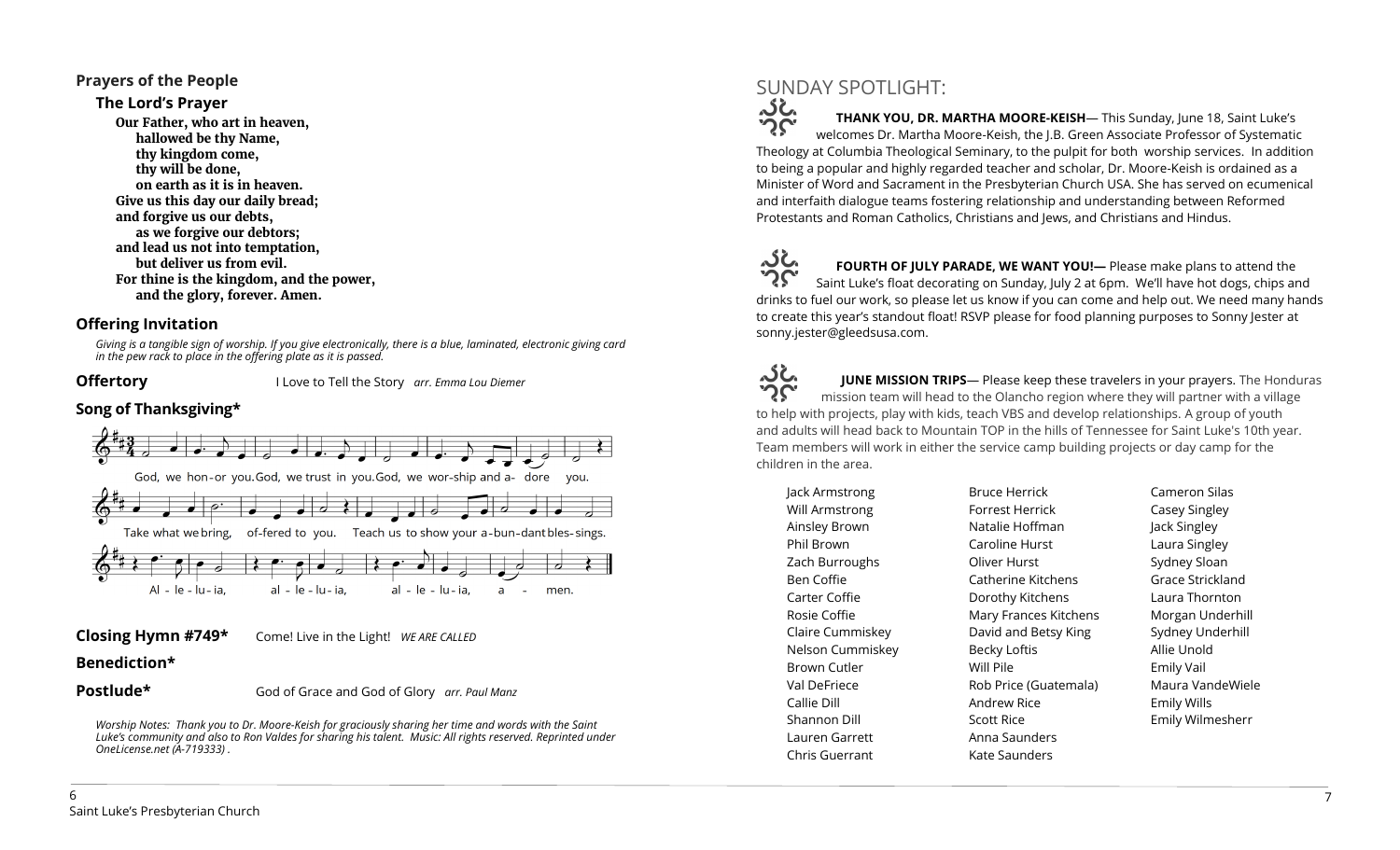## Prayers of the People

### The Lord's Prayer

**Our Father, who art in heaven,**
**hallowed be thy Name,**
**thy kingdom come,**
**thy will be done,**
**on earth as it is in heaven.**
**Give us this day our daily bread;**
**and forgive us our debts,**
**as we forgive our debtors;**
**and lead us not into temptation,**
**but deliver us from evil.**
**For thine is the kingdom, and the power,**
**and the glory, forever. Amen.**

## Offering Invitation

*Giving is a tangible sign of worship. If you give electronically, there is a blue, laminated, electronic giving card in the pew rack to place in the offering plate as it is passed.*

**Offertory** I Love to Tell the Story *arr. Emma Lou Diemer*

## Song of Thanksgiving*

God, we hon-or you. God, we trust in you. God, we wor-ship and a- dore you.
Take what we bring, of-fered to you. Teach us to show your a-bun-dant bles-sings.
Al - le - lu - ia, al - le - lu - ia, al - le - lu - ia, a - men.

**Closing Hymn #749*** Come! Live in the Light! *WE ARE CALLED*

**Benediction***

**Postlude*** God of Grace and God of Glory *arr. Paul Manz*

*Worship Notes: Thank you to Dr. Moore-Keish for graciously sharing her time and words with the Saint Luke's community and also to Ron Valdes for sharing his talent. Music: All rights reserved. Reprinted under OneLicense.net (A-719333) .*

# SUNDAY SPOTLIGHT:

**THANK YOU, DR. MARTHA MOORE-KEISH**— This Sunday, June 18, Saint Luke's welcomes Dr. Martha Moore-Keish, the J.B. Green Associate Professor of Systematic Theology at Columbia Theological Seminary, to the pulpit for both worship services. In addition to being a popular and highly regarded teacher and scholar, Dr. Moore-Keish is ordained as a Minister of Word and Sacrament in the Presbyterian Church USA. She has served on ecumenical and interfaith dialogue teams fostering relationship and understanding between Reformed Protestants and Roman Catholics, Christians and Jews, and Christians and Hindus.

**FOURTH OF JULY PARADE, WE WANT YOU!—** Please make plans to attend the Saint Luke's float decorating on Sunday, July 2 at 6pm. We'll have hot dogs, chips and drinks to fuel our work, so please let us know if you can come and help out. We need many hands to create this year's standout float! RSVP please for food planning purposes to Sonny Jester at sonny.jester@gleedsusa.com.

**JUNE MISSION TRIPS**— Please keep these travelers in your prayers. The Honduras mission team will head to the Olancho region where they will partner with a village to help with projects, play with kids, teach VBS and develop relationships. A group of youth and adults will head back to Mountain TOP in the hills of Tennessee for Saint Luke's 10th year. Team members will work in either the service camp building projects or day camp for the children in the area.

Jack Armstrong
Will Armstrong
Ainsley Brown
Phil Brown
Zach Burroughs
Ben Coffie
Carter Coffie
Rosie Coffie
Claire Cummiskey
Nelson Cummiskey
Brown Cutler
Val DeFriece
Callie Dill
Shannon Dill
Lauren Garrett
Chris Guerrant
Bruce Herrick
Forrest Herrick
Natalie Hoffman
Caroline Hurst
Oliver Hurst
Catherine Kitchens
Dorothy Kitchens
Mary Frances Kitchens
David and Betsy King
Becky Loftis
Will Pile
Rob Price (Guatemala)
Andrew Rice
Scott Rice
Anna Saunders
Kate Saunders
Cameron Silas
Casey Singley
Jack Singley
Laura Singley
Sydney Sloan
Grace Strickland
Laura Thornton
Morgan Underhill
Sydney Underhill
Allie Unold
Emily Vail
Maura VandeWiele
Emily Wills
Emily Wilmesherr